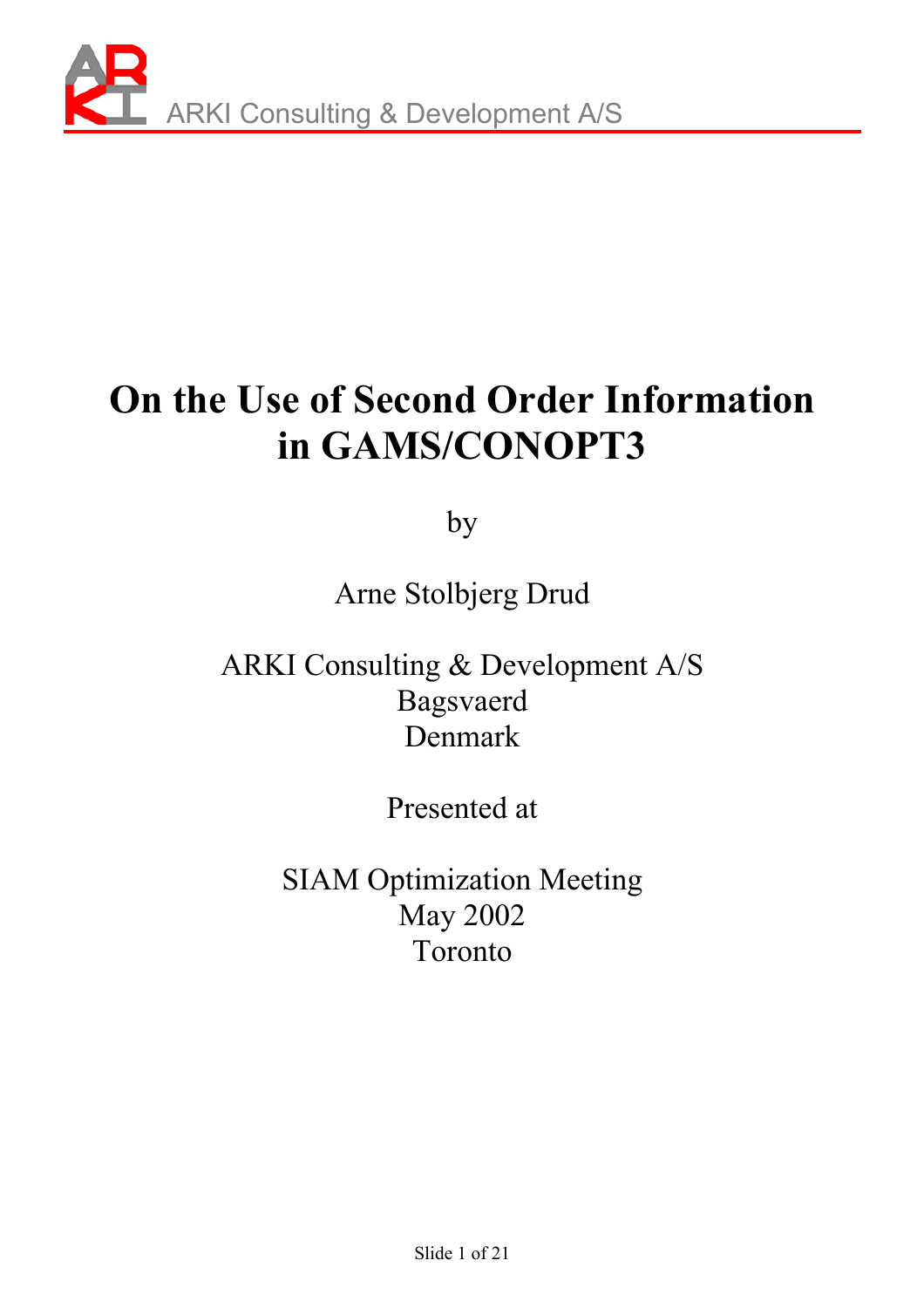ARKI Consulting & Development A/S

# On the Use of Second Order Information in GAMS/CONOPT3

by

Arne Stolbjerg Drud

ARKI Consulting & Development A/S
Bagsvaerd
Denmark

Presented at

SIAM Optimization Meeting
May 2002
Toronto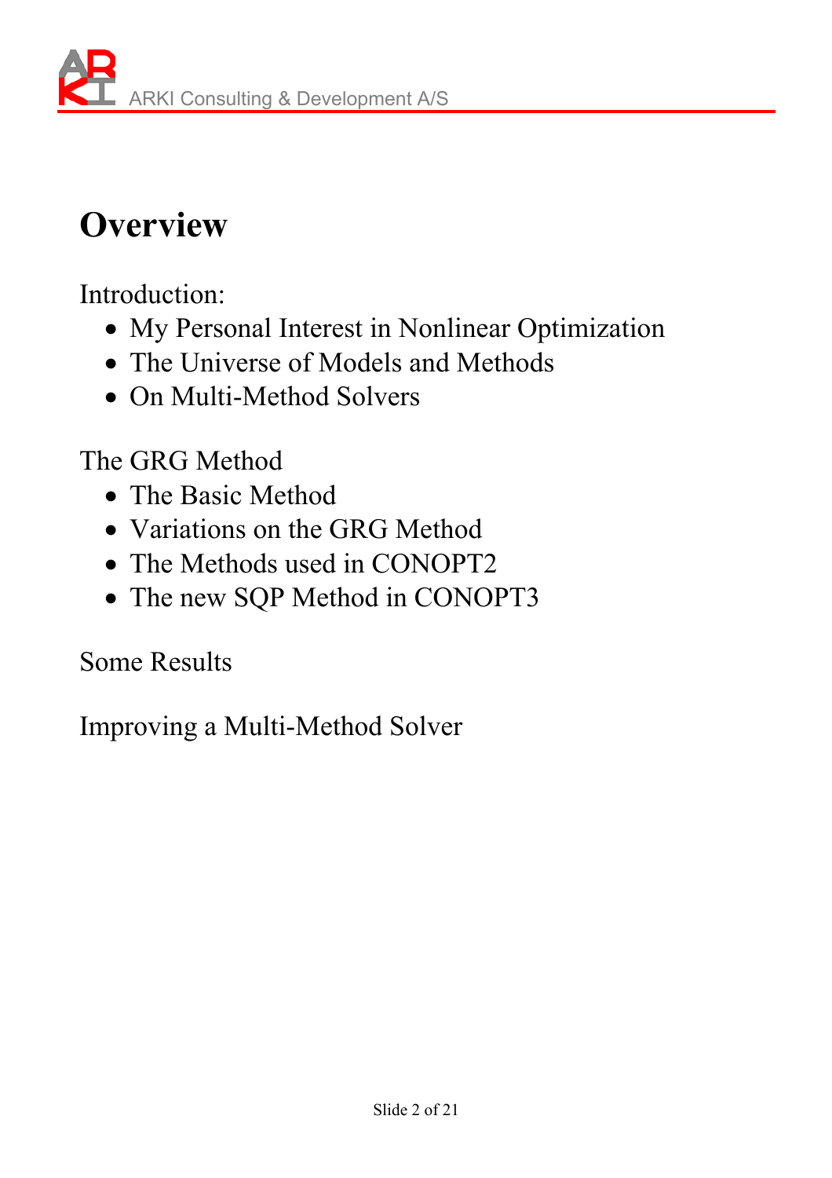# Overview

Introduction:

- My Personal Interest in Nonlinear Optimization
- The Universe of Models and Methods
- On Multi-Method Solvers

The GRG Method

- The Basic Method
- Variations on the GRG Method
- The Methods used in CONOPT2
- The new SQP Method in CONOPT3

Some Results

Improving a Multi-Method Solver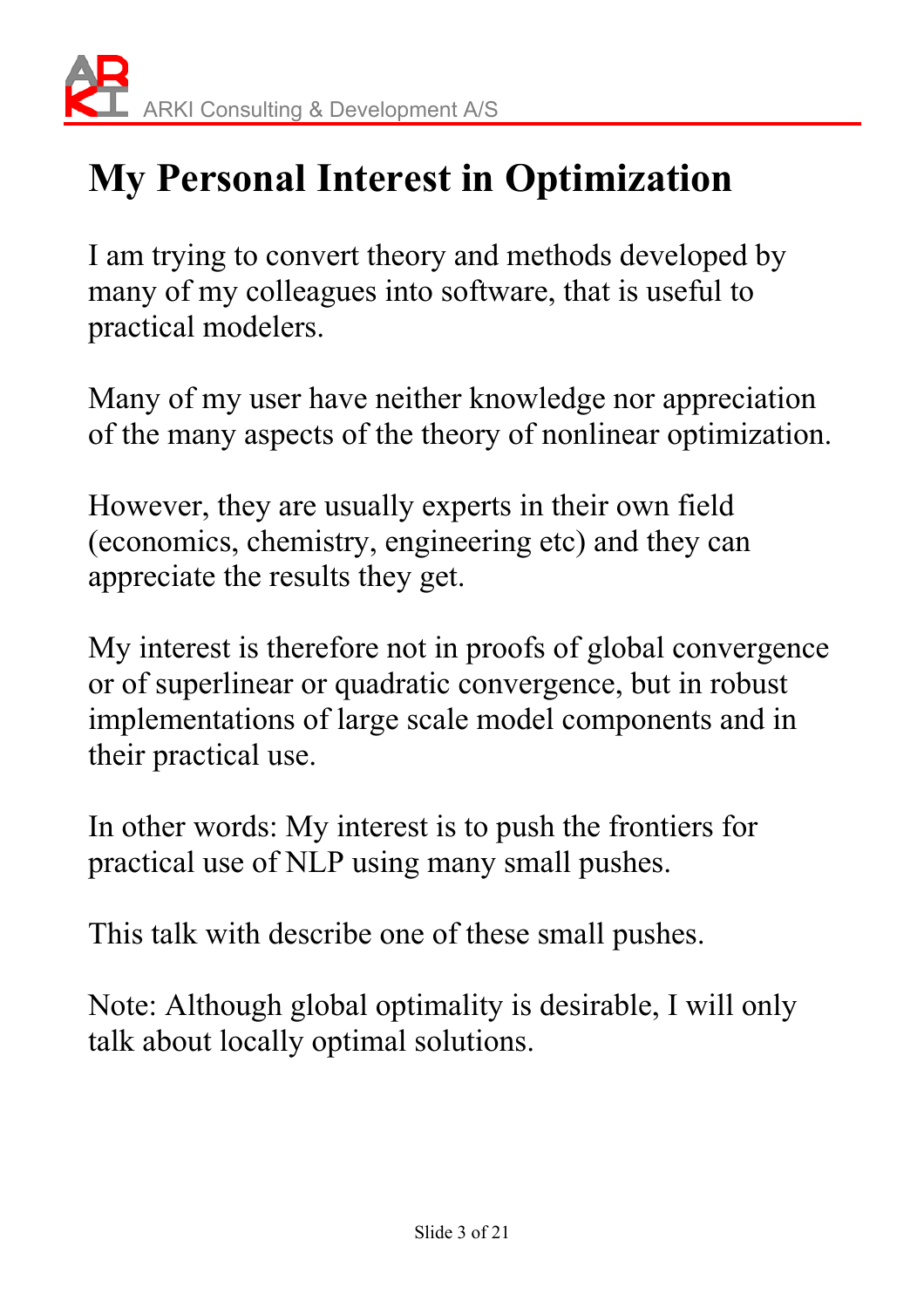# My Personal Interest in Optimization

I am trying to convert theory and methods developed by many of my colleagues into software, that is useful to practical modelers.

Many of my user have neither knowledge nor appreciation of the many aspects of the theory of nonlinear optimization.

However, they are usually experts in their own field (economics, chemistry, engineering etc) and they can appreciate the results they get.

My interest is therefore not in proofs of global convergence or of superlinear or quadratic convergence, but in robust implementations of large scale model components and in their practical use.

In other words: My interest is to push the frontiers for practical use of NLP using many small pushes.

This talk with describe one of these small pushes.

Note: Although global optimality is desirable, I will only talk about locally optimal solutions.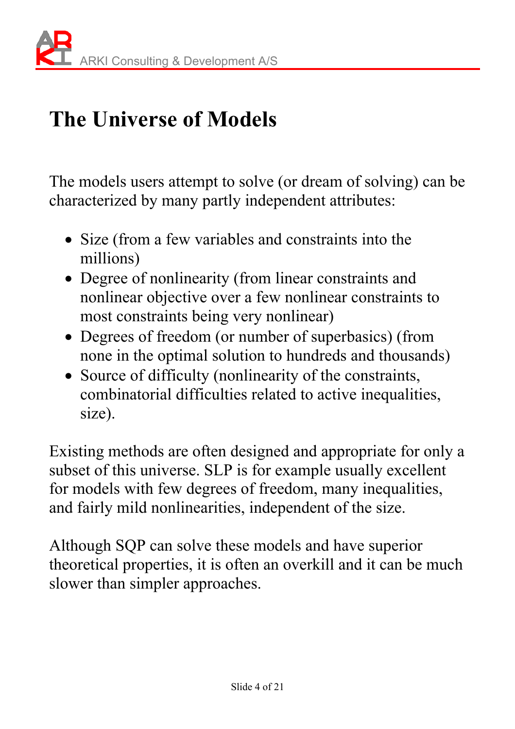# The Universe of Models

The models users attempt to solve (or dream of solving) can be characterized by many partly independent attributes:

- Size (from a few variables and constraints into the millions)
- Degree of nonlinearity (from linear constraints and nonlinear objective over a few nonlinear constraints to most constraints being very nonlinear)
- Degrees of freedom (or number of superbasics) (from none in the optimal solution to hundreds and thousands)
- Source of difficulty (nonlinearity of the constraints, combinatorial difficulties related to active inequalities, size).

Existing methods are often designed and appropriate for only a subset of this universe. SLP is for example usually excellent for models with few degrees of freedom, many inequalities, and fairly mild nonlinearities, independent of the size.

Although SQP can solve these models and have superior theoretical properties, it is often an overkill and it can be much slower than simpler approaches.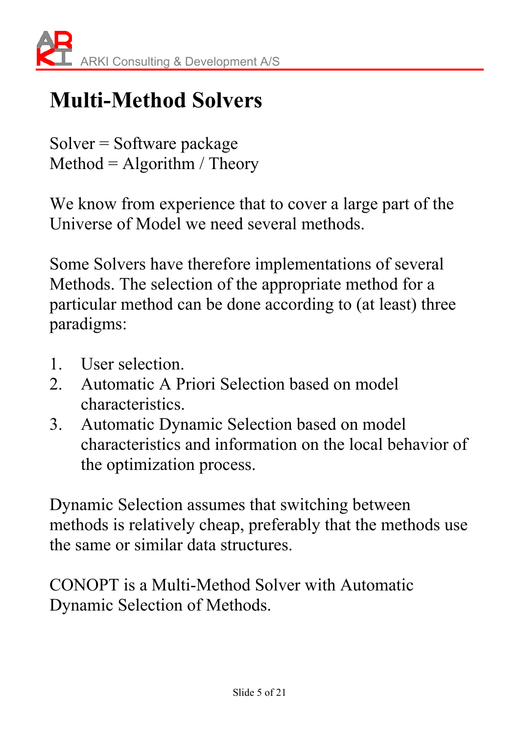# Multi-Method Solvers

Solver = Software package
Method = Algorithm / Theory

We know from experience that to cover a large part of the Universe of Model we need several methods.

Some Solvers have therefore implementations of several Methods. The selection of the appropriate method for a particular method can be done according to (at least) three paradigms:

1. User selection.
2. Automatic A Priori Selection based on model characteristics.
3. Automatic Dynamic Selection based on model characteristics and information on the local behavior of the optimization process.

Dynamic Selection assumes that switching between methods is relatively cheap, preferably that the methods use the same or similar data structures.

CONOPT is a Multi-Method Solver with Automatic Dynamic Selection of Methods.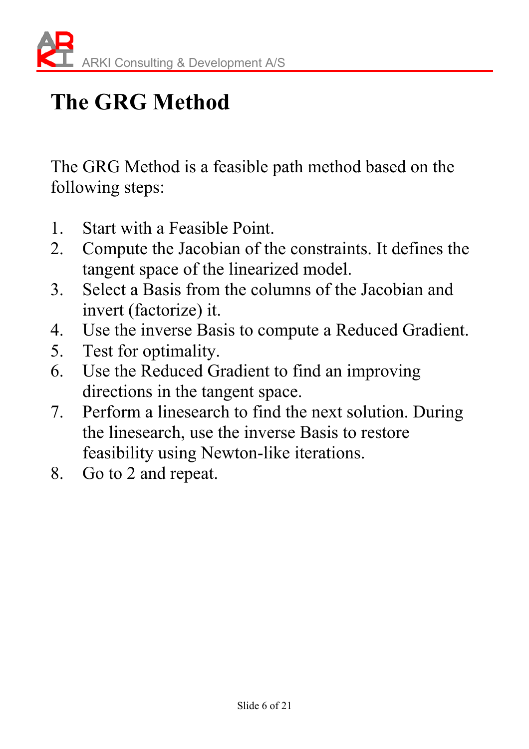# The GRG Method

The GRG Method is a feasible path method based on the following steps:

1. Start with a Feasible Point.
2. Compute the Jacobian of the constraints. It defines the tangent space of the linearized model.
3. Select a Basis from the columns of the Jacobian and invert (factorize) it.
4. Use the inverse Basis to compute a Reduced Gradient.
5. Test for optimality.
6. Use the Reduced Gradient to find an improving directions in the tangent space.
7. Perform a linesearch to find the next solution. During the linesearch, use the inverse Basis to restore feasibility using Newton-like iterations.
8. Go to 2 and repeat.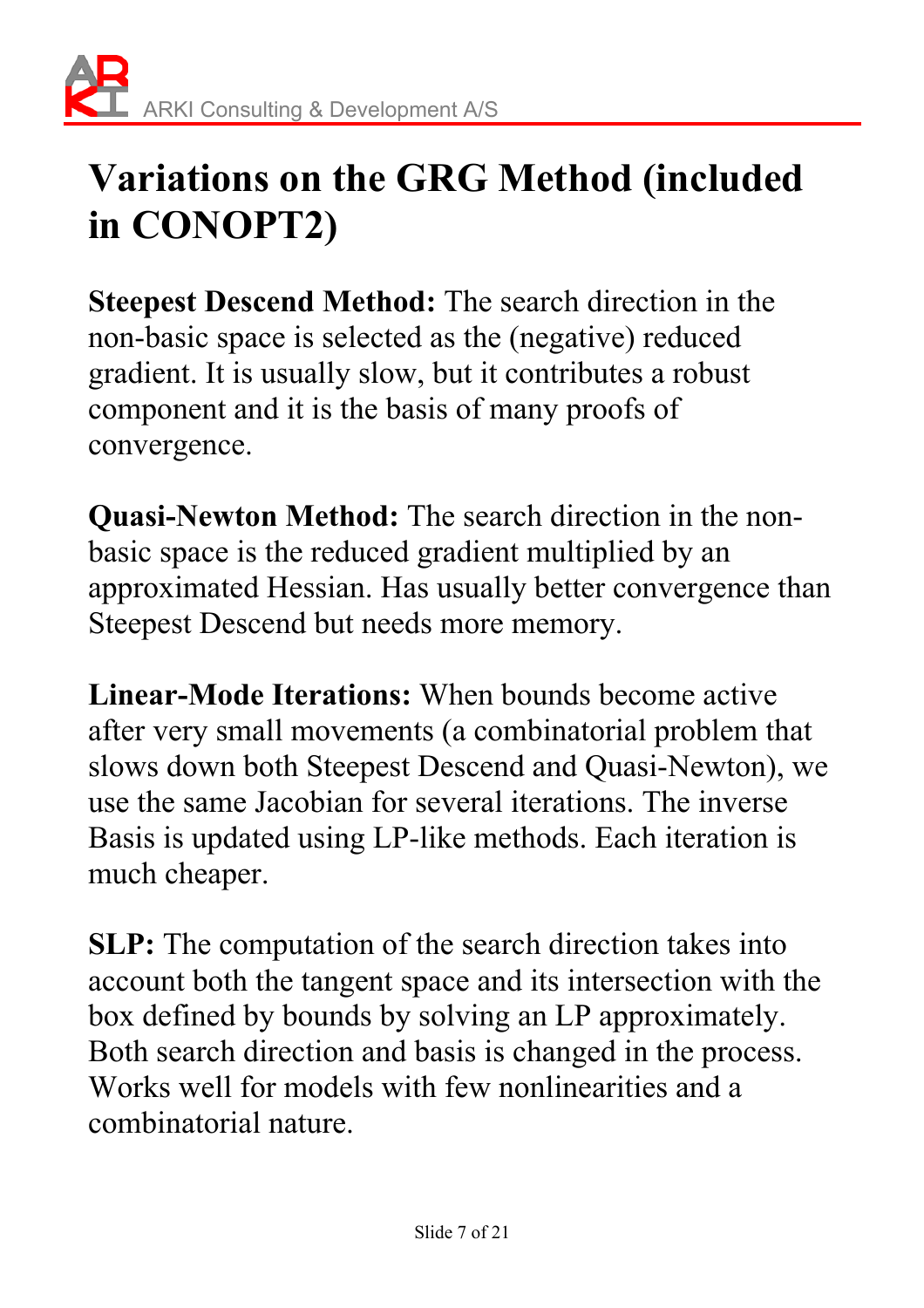# Variations on the GRG Method (included in CONOPT2)

**Steepest Descend Method:** The search direction in the non-basic space is selected as the (negative) reduced gradient. It is usually slow, but it contributes a robust component and it is the basis of many proofs of convergence.

**Quasi-Newton Method:** The search direction in the non-basic space is the reduced gradient multiplied by an approximated Hessian. Has usually better convergence than Steepest Descend but needs more memory.

**Linear-Mode Iterations:** When bounds become active after very small movements (a combinatorial problem that slows down both Steepest Descend and Quasi-Newton), we use the same Jacobian for several iterations. The inverse Basis is updated using LP-like methods. Each iteration is much cheaper.

**SLP:** The computation of the search direction takes into account both the tangent space and its intersection with the box defined by bounds by solving an LP approximately. Both search direction and basis is changed in the process. Works well for models with few nonlinearities and a combinatorial nature.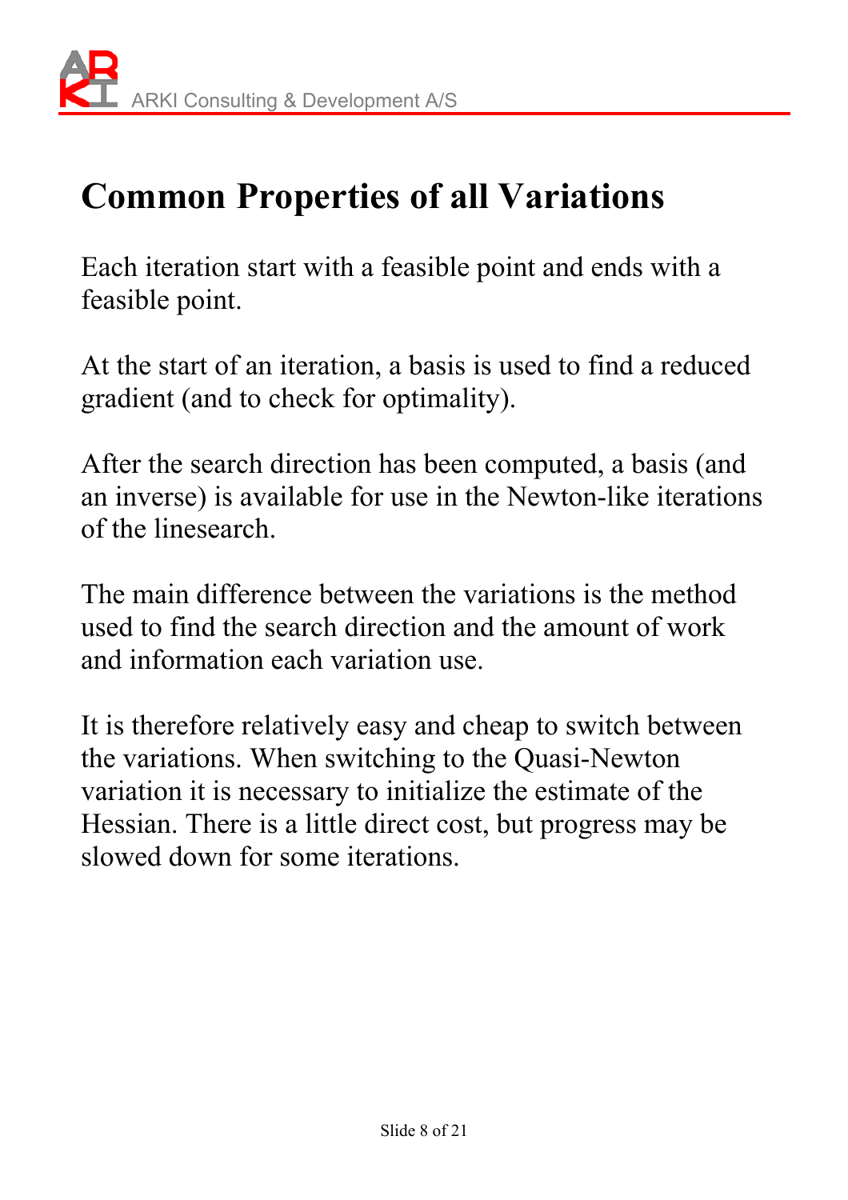# Common Properties of all Variations

Each iteration start with a feasible point and ends with a feasible point.

At the start of an iteration, a basis is used to find a reduced gradient (and to check for optimality).

After the search direction has been computed, a basis (and an inverse) is available for use in the Newton-like iterations of the linesearch.

The main difference between the variations is the method used to find the search direction and the amount of work and information each variation use.

It is therefore relatively easy and cheap to switch between the variations. When switching to the Quasi-Newton variation it is necessary to initialize the estimate of the Hessian. There is a little direct cost, but progress may be slowed down for some iterations.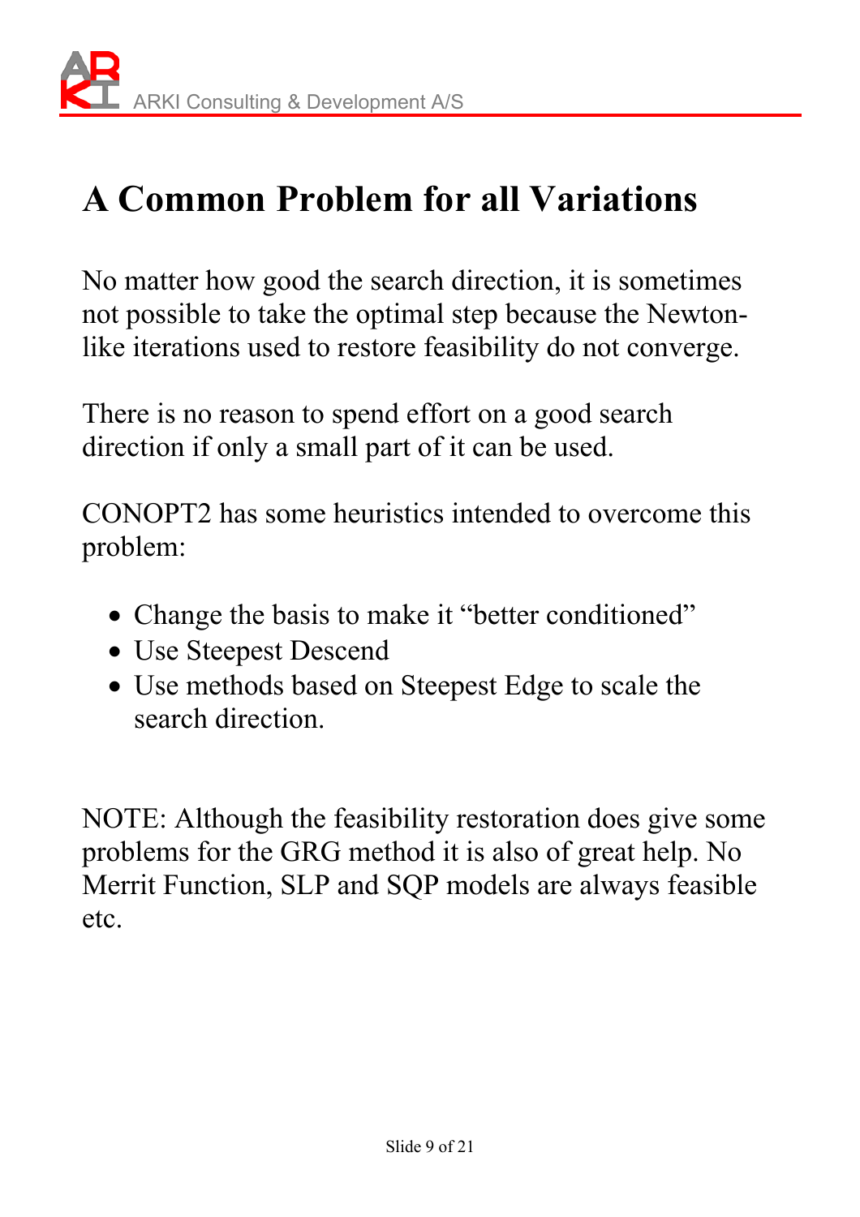# A Common Problem for all Variations

No matter how good the search direction, it is sometimes not possible to take the optimal step because the Newton-like iterations used to restore feasibility do not converge.

There is no reason to spend effort on a good search direction if only a small part of it can be used.

CONOPT2 has some heuristics intended to overcome this problem:

- Change the basis to make it "better conditioned"
- Use Steepest Descend
- Use methods based on Steepest Edge to scale the search direction.

NOTE: Although the feasibility restoration does give some problems for the GRG method it is also of great help. No Merrit Function, SLP and SQP models are always feasible etc.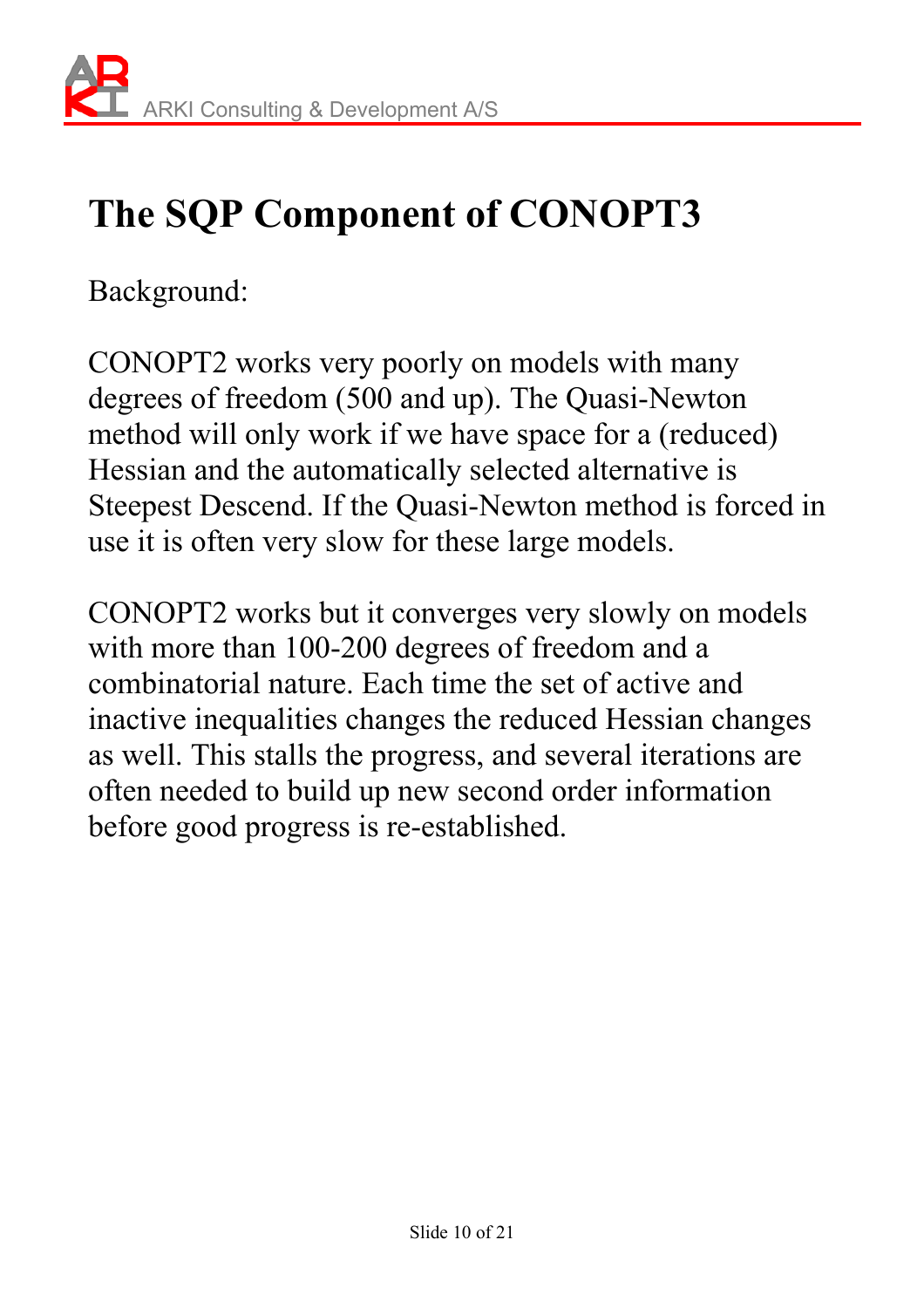# The SQP Component of CONOPT3

Background:

CONOPT2 works very poorly on models with many degrees of freedom (500 and up). The Quasi-Newton method will only work if we have space for a (reduced) Hessian and the automatically selected alternative is Steepest Descend. If the Quasi-Newton method is forced in use it is often very slow for these large models.

CONOPT2 works but it converges very slowly on models with more than 100-200 degrees of freedom and a combinatorial nature. Each time the set of active and inactive inequalities changes the reduced Hessian changes as well. This stalls the progress, and several iterations are often needed to build up new second order information before good progress is re-established.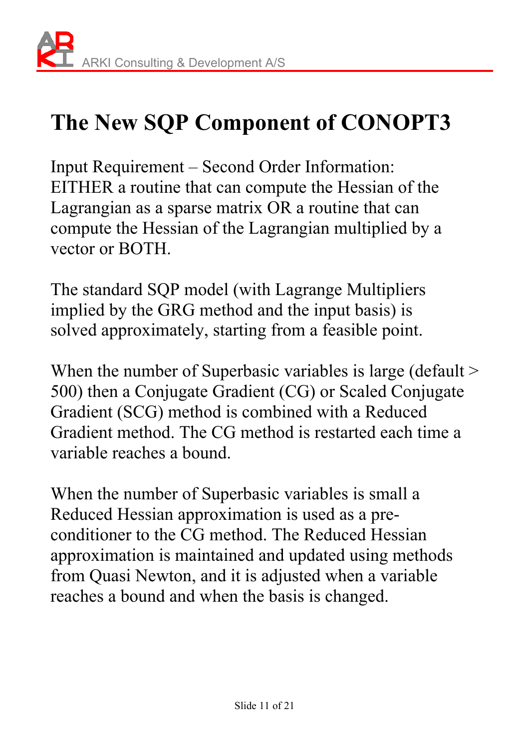# The New SQP Component of CONOPT3

Input Requirement – Second Order Information:
EITHER a routine that can compute the Hessian of the Lagrangian as a sparse matrix OR a routine that can compute the Hessian of the Lagrangian multiplied by a vector or BOTH.

The standard SQP model (with Lagrange Multipliers implied by the GRG method and the input basis) is solved approximately, starting from a feasible point.

When the number of Superbasic variables is large (default > 500) then a Conjugate Gradient (CG) or Scaled Conjugate Gradient (SCG) method is combined with a Reduced Gradient method. The CG method is restarted each time a variable reaches a bound.

When the number of Superbasic variables is small a Reduced Hessian approximation is used as a pre-conditioner to the CG method. The Reduced Hessian approximation is maintained and updated using methods from Quasi Newton, and it is adjusted when a variable reaches a bound and when the basis is changed.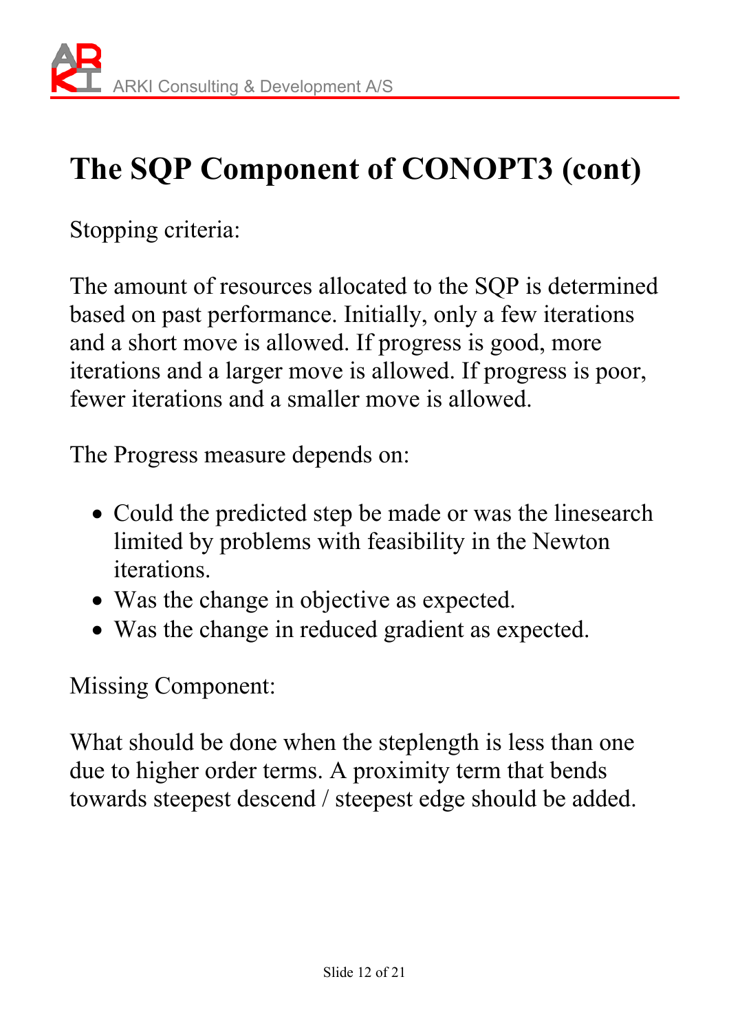# The SQP Component of CONOPT3 (cont)

Stopping criteria:

The amount of resources allocated to the SQP is determined based on past performance. Initially, only a few iterations and a short move is allowed. If progress is good, more iterations and a larger move is allowed. If progress is poor, fewer iterations and a smaller move is allowed.

The Progress measure depends on:

- Could the predicted step be made or was the linesearch limited by problems with feasibility in the Newton iterations.
- Was the change in objective as expected.
- Was the change in reduced gradient as expected.

Missing Component:

What should be done when the steplength is less than one due to higher order terms. A proximity term that bends towards steepest descend / steepest edge should be added.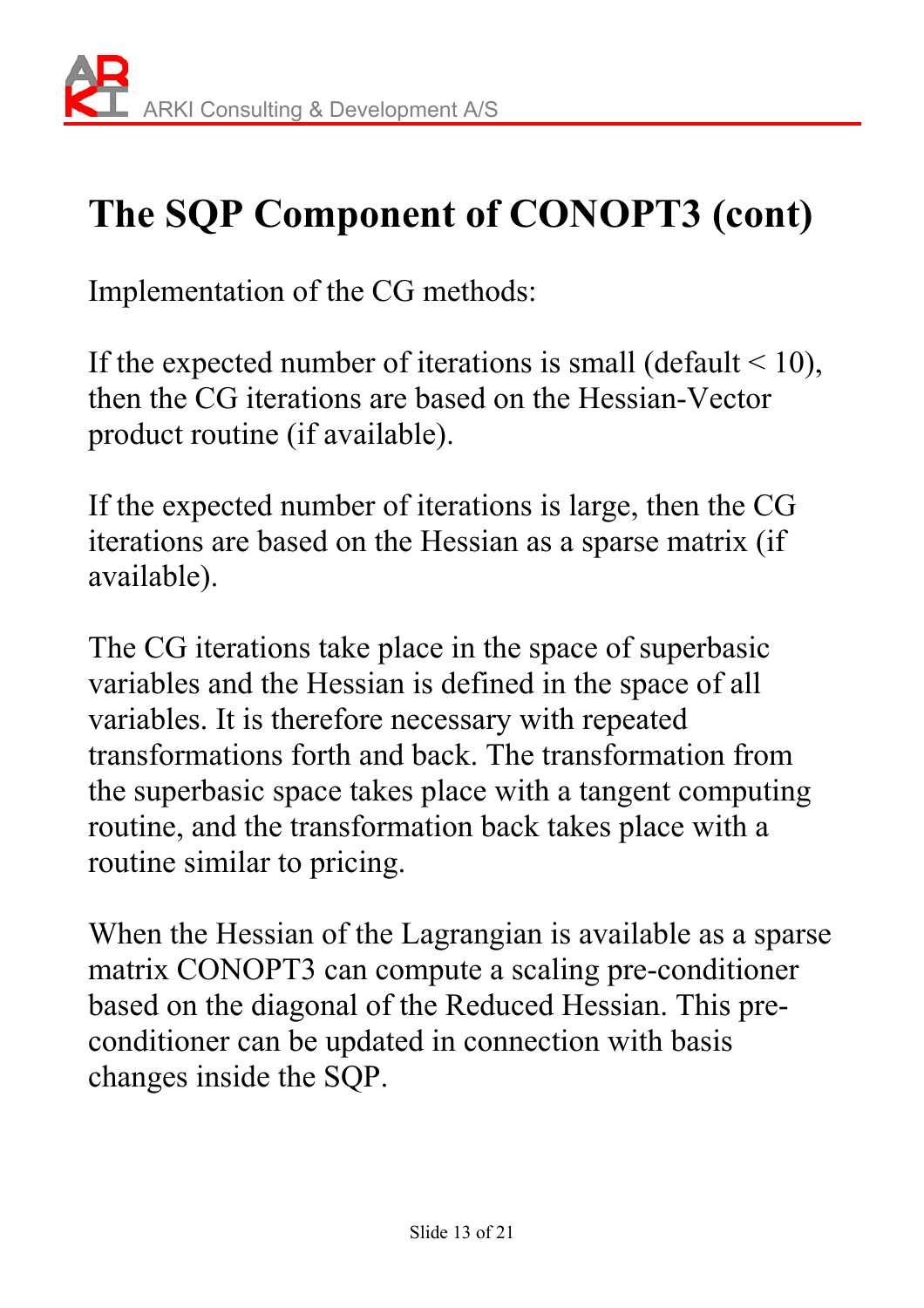# The SQP Component of CONOPT3 (cont)

Implementation of the CG methods:

If the expected number of iterations is small (default < 10), then the CG iterations are based on the Hessian-Vector product routine (if available).

If the expected number of iterations is large, then the CG iterations are based on the Hessian as a sparse matrix (if available).

The CG iterations take place in the space of superbasic variables and the Hessian is defined in the space of all variables. It is therefore necessary with repeated transformations forth and back. The transformation from the superbasic space takes place with a tangent computing routine, and the transformation back takes place with a routine similar to pricing.

When the Hessian of the Lagrangian is available as a sparse matrix CONOPT3 can compute a scaling pre-conditioner based on the diagonal of the Reduced Hessian. This pre-conditioner can be updated in connection with basis changes inside the SQP.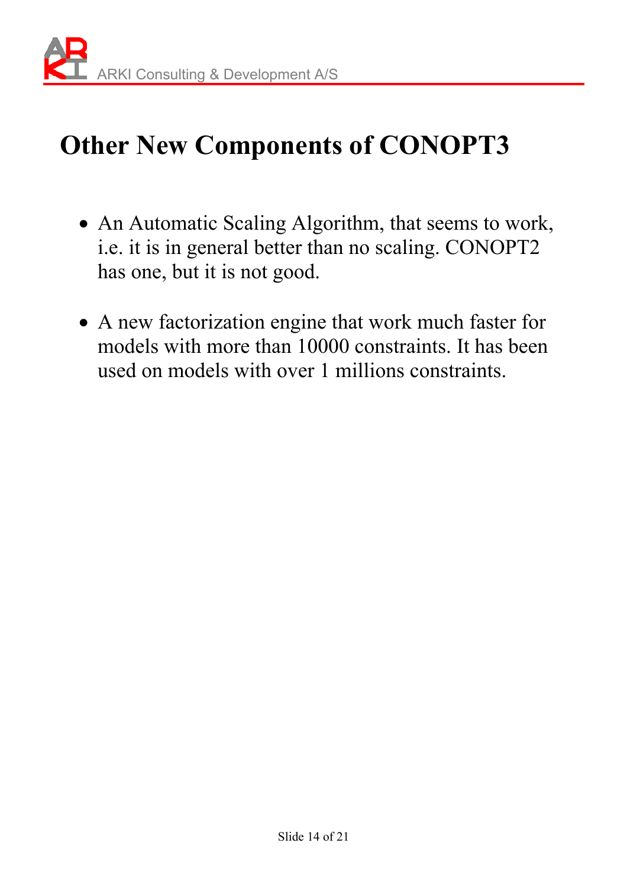# Other New Components of CONOPT3

- An Automatic Scaling Algorithm, that seems to work, i.e. it is in general better than no scaling. CONOPT2 has one, but it is not good.

- A new factorization engine that work much faster for models with more than 10000 constraints. It has been used on models with over 1 millions constraints.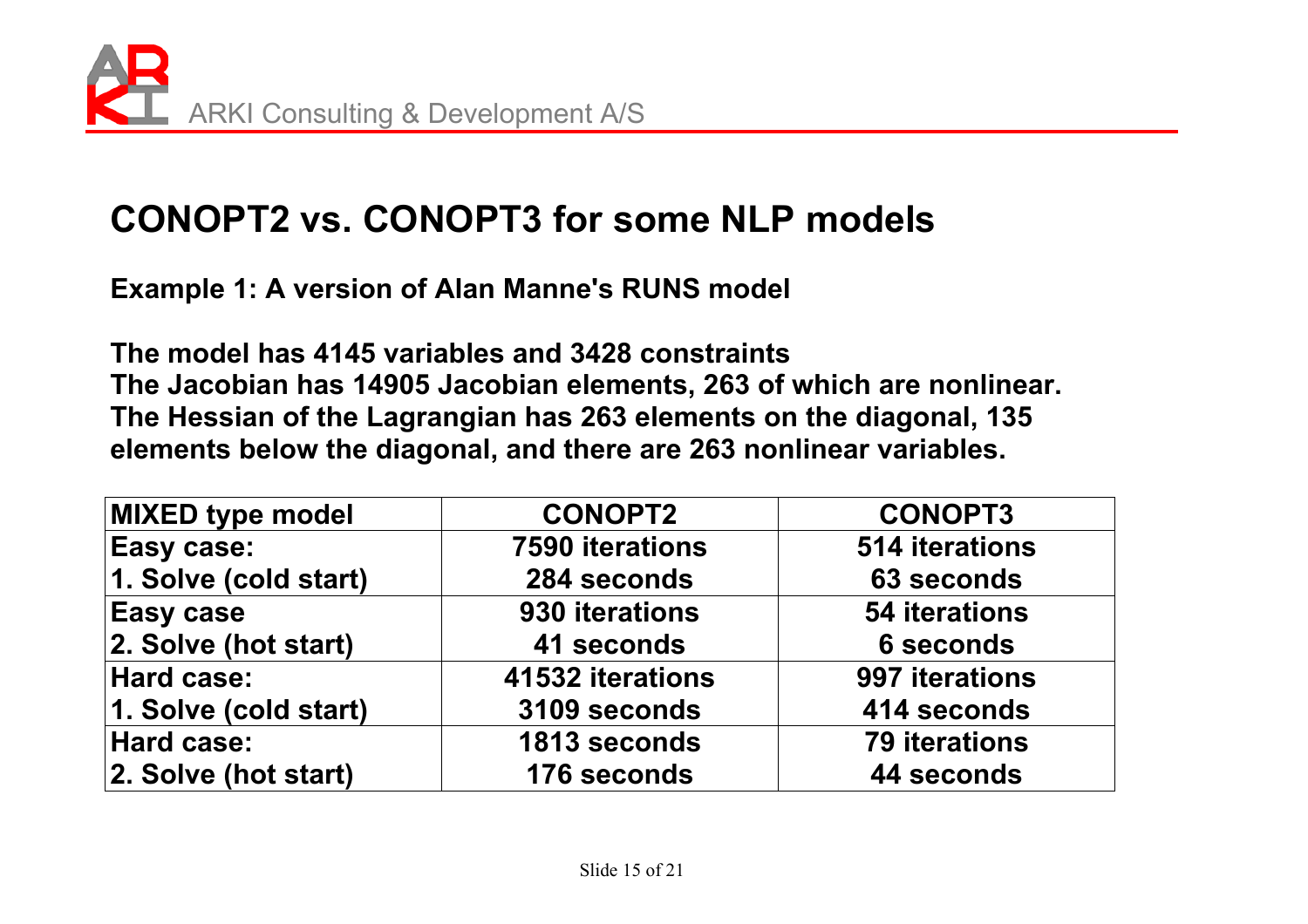## CONOPT2 vs. CONOPT3 for some NLP models

**Example 1: A version of Alan Manne's RUNS model**

**The model has 4145 variables and 3428 constraints**
**The Jacobian has 14905 Jacobian elements, 263 of which are nonlinear.**
**The Hessian of the Lagrangian has 263 elements on the diagonal, 135 elements below the diagonal, and there are 263 nonlinear variables.**

| MIXED type model | CONOPT2 | CONOPT3 |
|---|---|---|
| Easy case:<br>1. Solve (cold start) | 7590 iterations<br>284 seconds | 514 iterations<br>63 seconds |
| Easy case<br>2. Solve (hot start) | 930 iterations<br>41 seconds | 54 iterations<br>6 seconds |
| Hard case:<br>1. Solve (cold start) | 41532 iterations<br>3109 seconds | 997 iterations<br>414 seconds |
| Hard case:<br>2. Solve (hot start) | 1813 seconds<br>176 seconds | 79 iterations<br>44 seconds |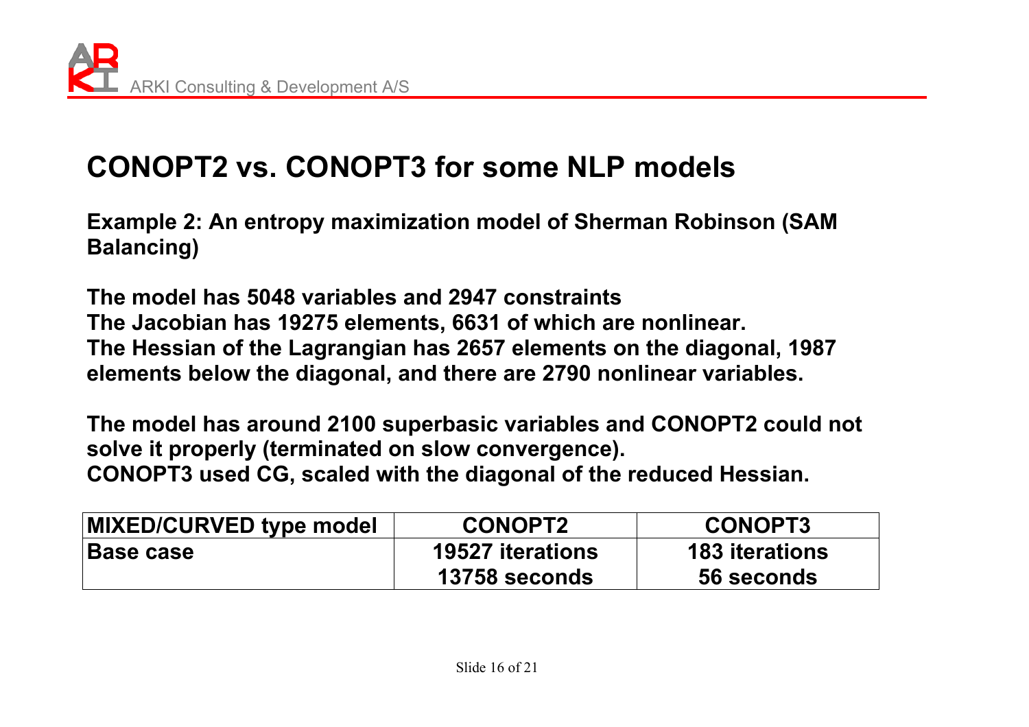# CONOPT2 vs. CONOPT3 for some NLP models

**Example 2: An entropy maximization model of Sherman Robinson (SAM Balancing)**

**The model has 5048 variables and 2947 constraints**
**The Jacobian has 19275 elements, 6631 of which are nonlinear.**
**The Hessian of the Lagrangian has 2657 elements on the diagonal, 1987 elements below the diagonal, and there are 2790 nonlinear variables.**

**The model has around 2100 superbasic variables and CONOPT2 could not solve it properly (terminated on slow convergence).**
**CONOPT3 used CG, scaled with the diagonal of the reduced Hessian.**

| MIXED/CURVED type model | CONOPT2 | CONOPT3 |
|---|---|---|
| Base case | 19527 iterations<br>13758 seconds | 183 iterations<br>56 seconds |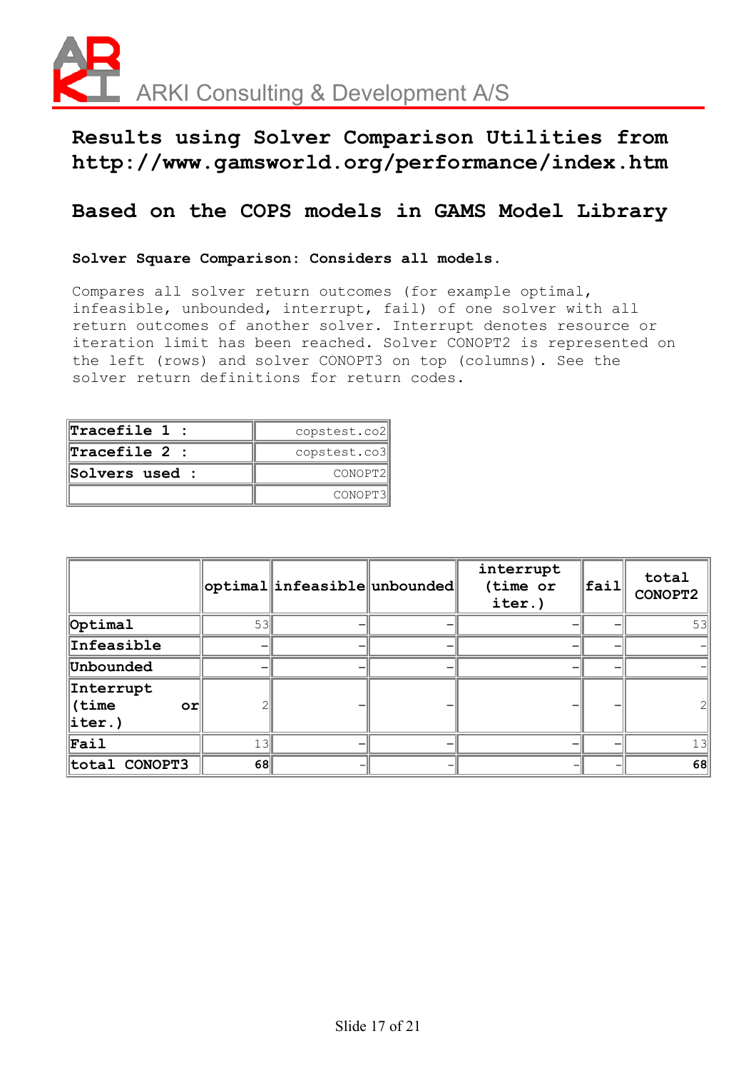ARKI Consulting & Development A/S

# Results using Solver Comparison Utilities from http://www.gamsworld.org/performance/index.htm

## Based on the COPS models in GAMS Model Library

**Solver Square Comparison: Considers all models.**

Compares all solver return outcomes (for example optimal, infeasible, unbounded, interrupt, fail) of one solver with all return outcomes of another solver. Interrupt denotes resource or iteration limit has been reached. Solver CONOPT2 is represented on the left (rows) and solver CONOPT3 on top (columns). See the solver return definitions for return codes.

| | |
|---|---|
| **Tracefile 1 :** | copstest.co2 |
| **Tracefile 2 :** | copstest.co3 |
| **Solvers used :** | CONOPT2 |
| | CONOPT3 |

| | **optimal** | **infeasible** | **unbounded** | **interrupt (time or iter.)** | **fail** | **total CONOPT2** |
|---|---|---|---|---|---|---|
| **Optimal** | 53 | - | - | - | - | 53 |
| **Infeasible** | - | - | - | - | - | - |
| **Unbounded** | - | - | - | - | - | - |
| **Interrupt (time or iter.)** | 2 | - | - | - | - | 2 |
| **Fail** | 13 | - | - | - | - | 13 |
| **total CONOPT3** | **68** | - | - | - | - | **68** |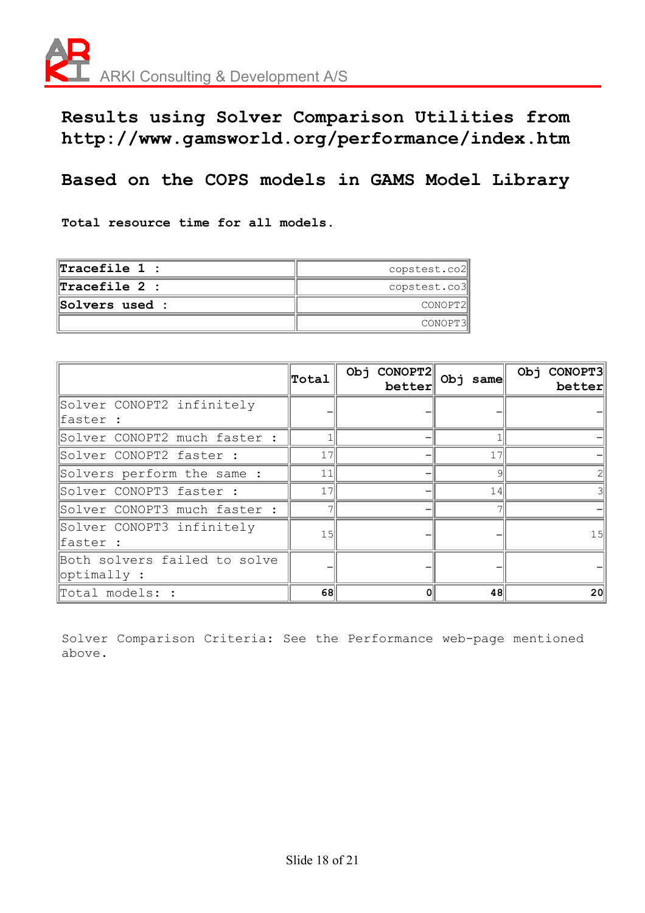ARKI Consulting & Development A/S

## Results using Solver Comparison Utilities from http://www.gamsworld.org/performance/index.htm

## Based on the COPS models in GAMS Model Library

**Total resource time for all models.**

| | |
|---|---|
| **Tracefile 1 :** | copstest.co2 |
| **Tracefile 2 :** | copstest.co3 |
| **Solvers used :** | CONOPT2 |
| | CONOPT3 |

| | **Total** | **Obj CONOPT2 better** | **Obj same** | **Obj CONOPT3 better** |
|---|---|---|---|---|
| Solver CONOPT2 infinitely faster : | - | - | - | - |
| Solver CONOPT2 much faster : | 1 | - | 1 | - |
| Solver CONOPT2 faster : | 17 | - | 17 | - |
| Solvers perform the same : | 11 | - | 9 | 2 |
| Solver CONOPT3 faster : | 17 | - | 14 | 3 |
| Solver CONOPT3 much faster : | 7 | - | 7 | - |
| Solver CONOPT3 infinitely faster : | 15 | - | - | 15 |
| Both solvers failed to solve optimally : | - | - | - | - |
| Total models: : | **68** | **0** | **48** | **20** |

Solver Comparison Criteria: See the Performance web-page mentioned above.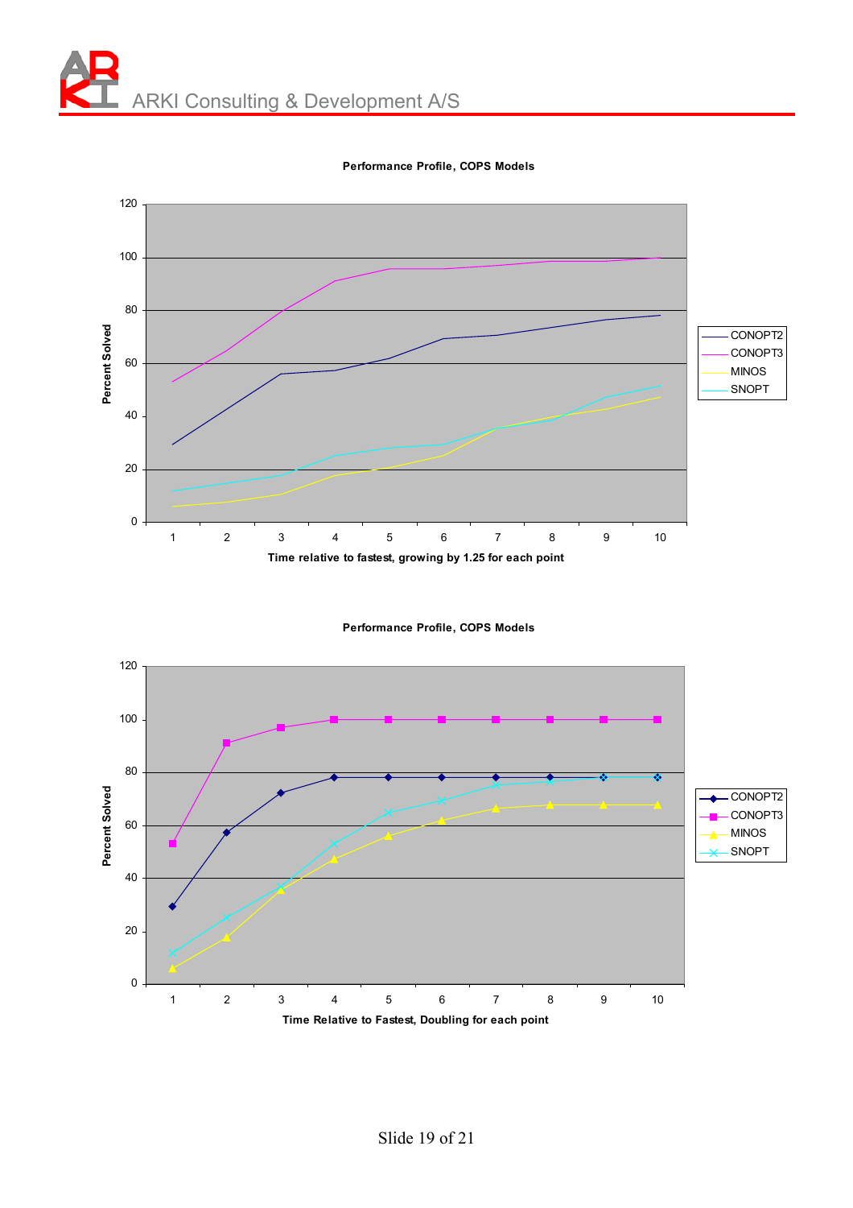**Performance Profile, COPS Models**

(Chart: Percent Solved vs. Time relative to fastest, growing by 1.25 for each point; series: CONOPT2, CONOPT3, MINOS, SNOPT)

**Performance Profile, COPS Models**

(Chart: Percent Solved vs. Time Relative to Fastest, Doubling for each point; series: CONOPT2, CONOPT3, MINOS, SNOPT)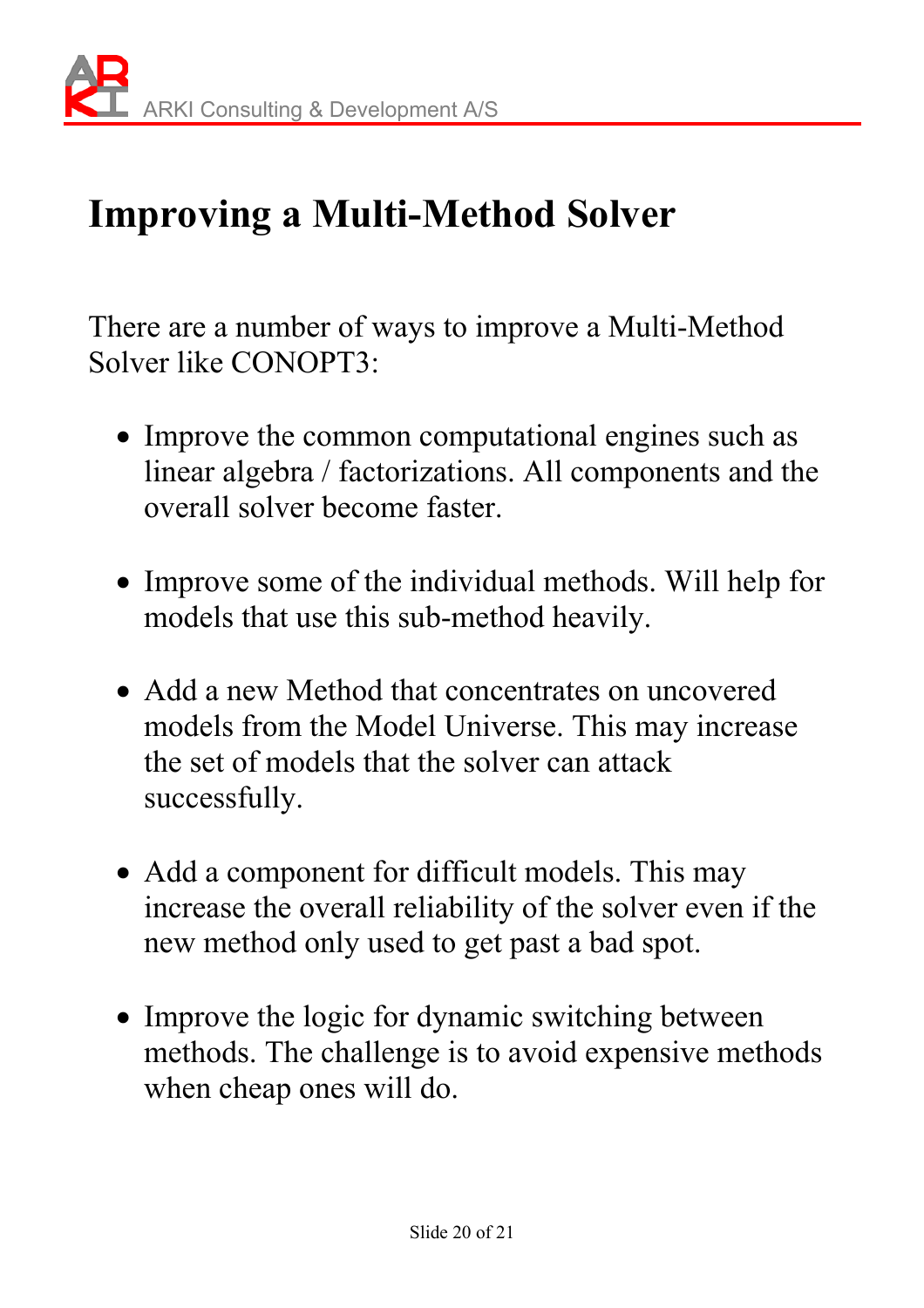# Improving a Multi-Method Solver

There are a number of ways to improve a Multi-Method Solver like CONOPT3:

- Improve the common computational engines such as linear algebra / factorizations. All components and the overall solver become faster.
- Improve some of the individual methods. Will help for models that use this sub-method heavily.
- Add a new Method that concentrates on uncovered models from the Model Universe. This may increase the set of models that the solver can attack successfully.
- Add a component for difficult models. This may increase the overall reliability of the solver even if the new method only used to get past a bad spot.
- Improve the logic for dynamic switching between methods. The challenge is to avoid expensive methods when cheap ones will do.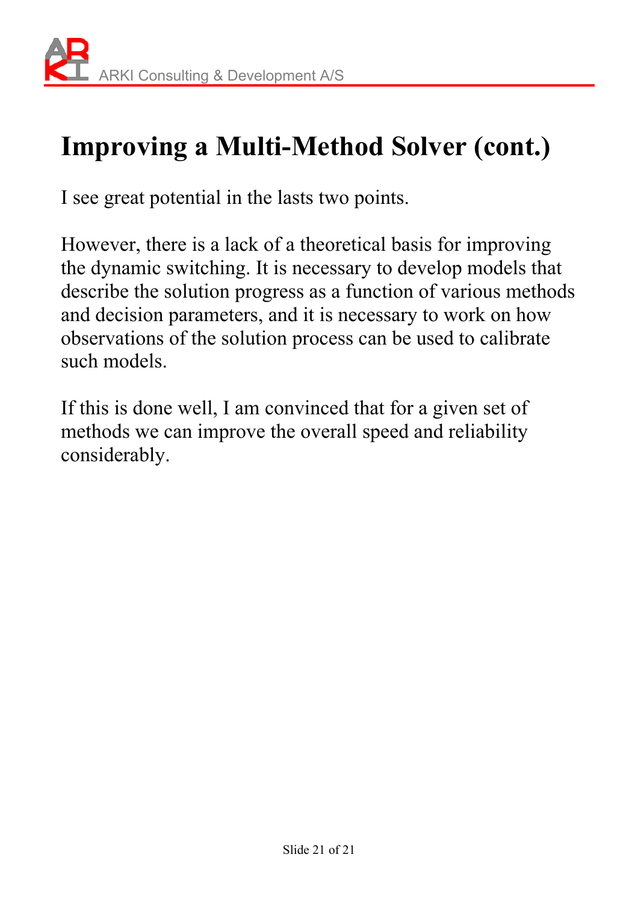# Improving a Multi-Method Solver (cont.)

I see great potential in the lasts two points.

However, there is a lack of a theoretical basis for improving the dynamic switching. It is necessary to develop models that describe the solution progress as a function of various methods and decision parameters, and it is necessary to work on how observations of the solution process can be used to calibrate such models.

If this is done well, I am convinced that for a given set of methods we can improve the overall speed and reliability considerably.